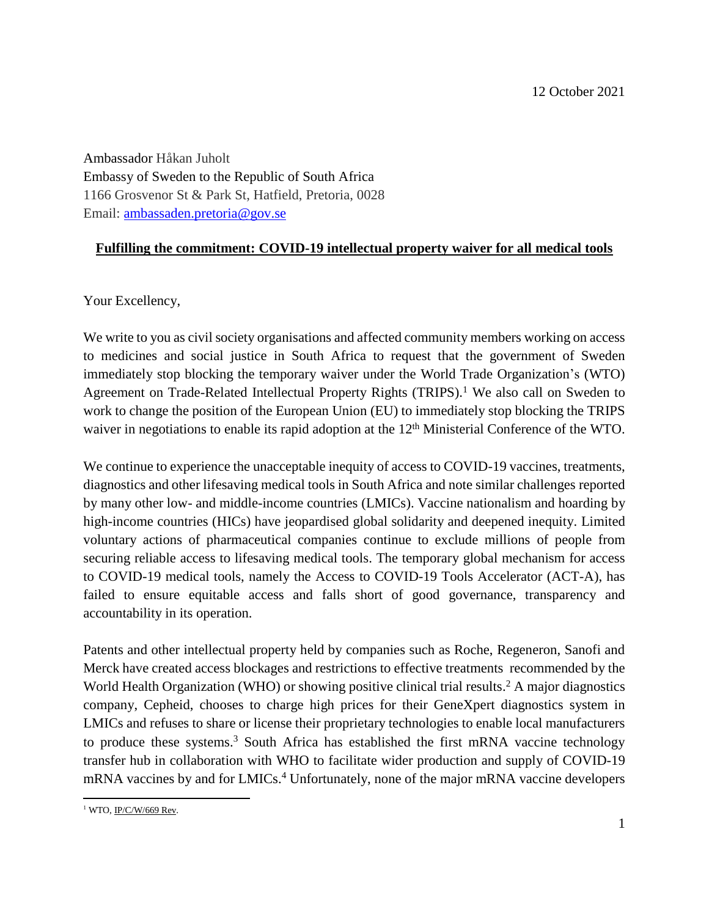12 October 2021

Ambassador Håkan Juholt
Embassy of Sweden to the Republic of South Africa
1166 Grosvenor St & Park St, Hatfield, Pretoria, 0028
Email: [ambassaden.pretoria@gov.se](mailto:ambassaden.pretoria@gov.se)

**Fulfilling the commitment: COVID-19 intellectual property waiver for all medical tools**

Your Excellency,

We write to you as civil society organisations and affected community members working on access to medicines and social justice in South Africa to request that the government of Sweden immediately stop blocking the temporary waiver under the World Trade Organization's (WTO) Agreement on Trade-Related Intellectual Property Rights (TRIPS).[1] We also call on Sweden to work to change the position of the European Union (EU) to immediately stop blocking the TRIPS waiver in negotiations to enable its rapid adoption at the 12th Ministerial Conference of the WTO.

We continue to experience the unacceptable inequity of access to COVID-19 vaccines, treatments, diagnostics and other lifesaving medical tools in South Africa and note similar challenges reported by many other low- and middle-income countries (LMICs). Vaccine nationalism and hoarding by high-income countries (HICs) have jeopardised global solidarity and deepened inequity. Limited voluntary actions of pharmaceutical companies continue to exclude millions of people from securing reliable access to lifesaving medical tools. The temporary global mechanism for access to COVID-19 medical tools, namely the Access to COVID-19 Tools Accelerator (ACT-A), has failed to ensure equitable access and falls short of good governance, transparency and accountability in its operation.

Patents and other intellectual property held by companies such as Roche, Regeneron, Sanofi and Merck have created access blockages and restrictions to effective treatments recommended by the World Health Organization (WHO) or showing positive clinical trial results.[2] A major diagnostics company, Cepheid, chooses to charge high prices for their GeneXpert diagnostics system in LMICs and refuses to share or license their proprietary technologies to enable local manufacturers to produce these systems.[3] South Africa has established the first mRNA vaccine technology transfer hub in collaboration with WHO to facilitate wider production and supply of COVID-19 mRNA vaccines by and for LMICs.[4] Unfortunately, none of the major mRNA vaccine developers

[1] WTO, IP/C/W/669 Rev.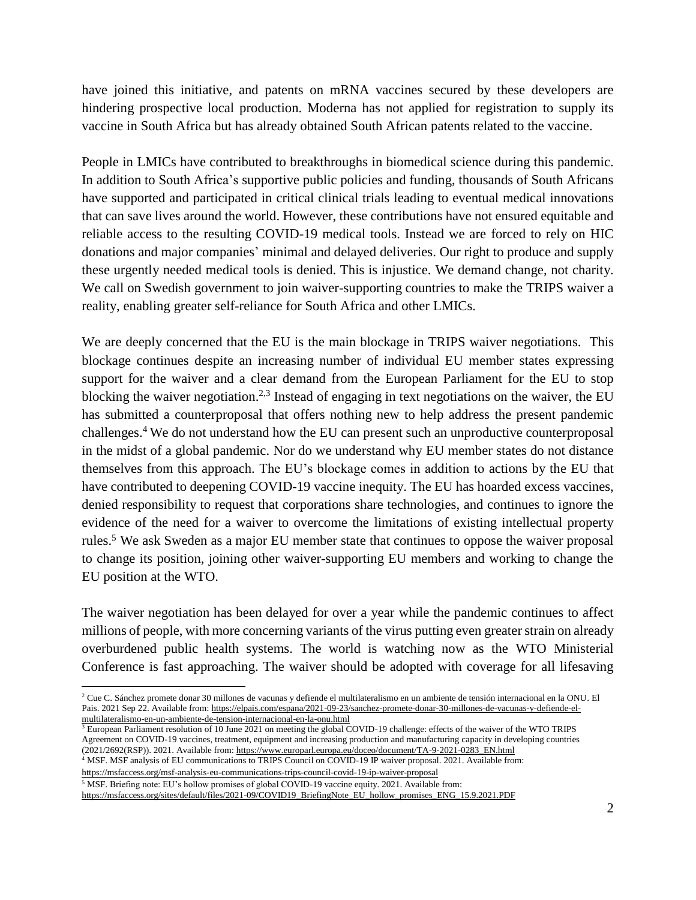have joined this initiative, and patents on mRNA vaccines secured by these developers are hindering prospective local production. Moderna has not applied for registration to supply its vaccine in South Africa but has already obtained South African patents related to the vaccine.

People in LMICs have contributed to breakthroughs in biomedical science during this pandemic. In addition to South Africa's supportive public policies and funding, thousands of South Africans have supported and participated in critical clinical trials leading to eventual medical innovations that can save lives around the world. However, these contributions have not ensured equitable and reliable access to the resulting COVID-19 medical tools. Instead we are forced to rely on HIC donations and major companies' minimal and delayed deliveries. Our right to produce and supply these urgently needed medical tools is denied. This is injustice. We demand change, not charity. We call on Swedish government to join waiver-supporting countries to make the TRIPS waiver a reality, enabling greater self-reliance for South Africa and other LMICs.

We are deeply concerned that the EU is the main blockage in TRIPS waiver negotiations. This blockage continues despite an increasing number of individual EU member states expressing support for the waiver and a clear demand from the European Parliament for the EU to stop blocking the waiver negotiation.[2,3] Instead of engaging in text negotiations on the waiver, the EU has submitted a counterproposal that offers nothing new to help address the present pandemic challenges.[4] We do not understand how the EU can present such an unproductive counterproposal in the midst of a global pandemic. Nor do we understand why EU member states do not distance themselves from this approach. The EU's blockage comes in addition to actions by the EU that have contributed to deepening COVID-19 vaccine inequity. The EU has hoarded excess vaccines, denied responsibility to request that corporations share technologies, and continues to ignore the evidence of the need for a waiver to overcome the limitations of existing intellectual property rules.[5] We ask Sweden as a major EU member state that continues to oppose the waiver proposal to change its position, joining other waiver-supporting EU members and working to change the EU position at the WTO.

The waiver negotiation has been delayed for over a year while the pandemic continues to affect millions of people, with more concerning variants of the virus putting even greater strain on already overburdened public health systems. The world is watching now as the WTO Ministerial Conference is fast approaching. The waiver should be adopted with coverage for all lifesaving

---

[2] Cue C. Sánchez promete donar 30 millones de vacunas y defiende el multilateralismo en un ambiente de tensión internacional en la ONU. El Pais. 2021 Sep 22. Available from: https://elpais.com/espana/2021-09-23/sanchez-promete-donar-30-millones-de-vacunas-y-defiende-el-multilateralismo-en-un-ambiente-de-tension-internacional-en-la-onu.html

[3] European Parliament resolution of 10 June 2021 on meeting the global COVID-19 challenge: effects of the waiver of the WTO TRIPS Agreement on COVID-19 vaccines, treatment, equipment and increasing production and manufacturing capacity in developing countries (2021/2692(RSP)). 2021. Available from: https://www.europarl.europa.eu/doceo/document/TA-9-2021-0283_EN.html

[4] MSF. MSF analysis of EU communications to TRIPS Council on COVID-19 IP waiver proposal. 2021. Available from: https://msfaccess.org/msf-analysis-eu-communications-trips-council-covid-19-ip-waiver-proposal

[5] MSF. Briefing note: EU's hollow promises of global COVID-19 vaccine equity. 2021. Available from: https://msfaccess.org/sites/default/files/2021-09/COVID19_BriefingNote_EU_hollow_promises_ENG_15.9.2021.PDF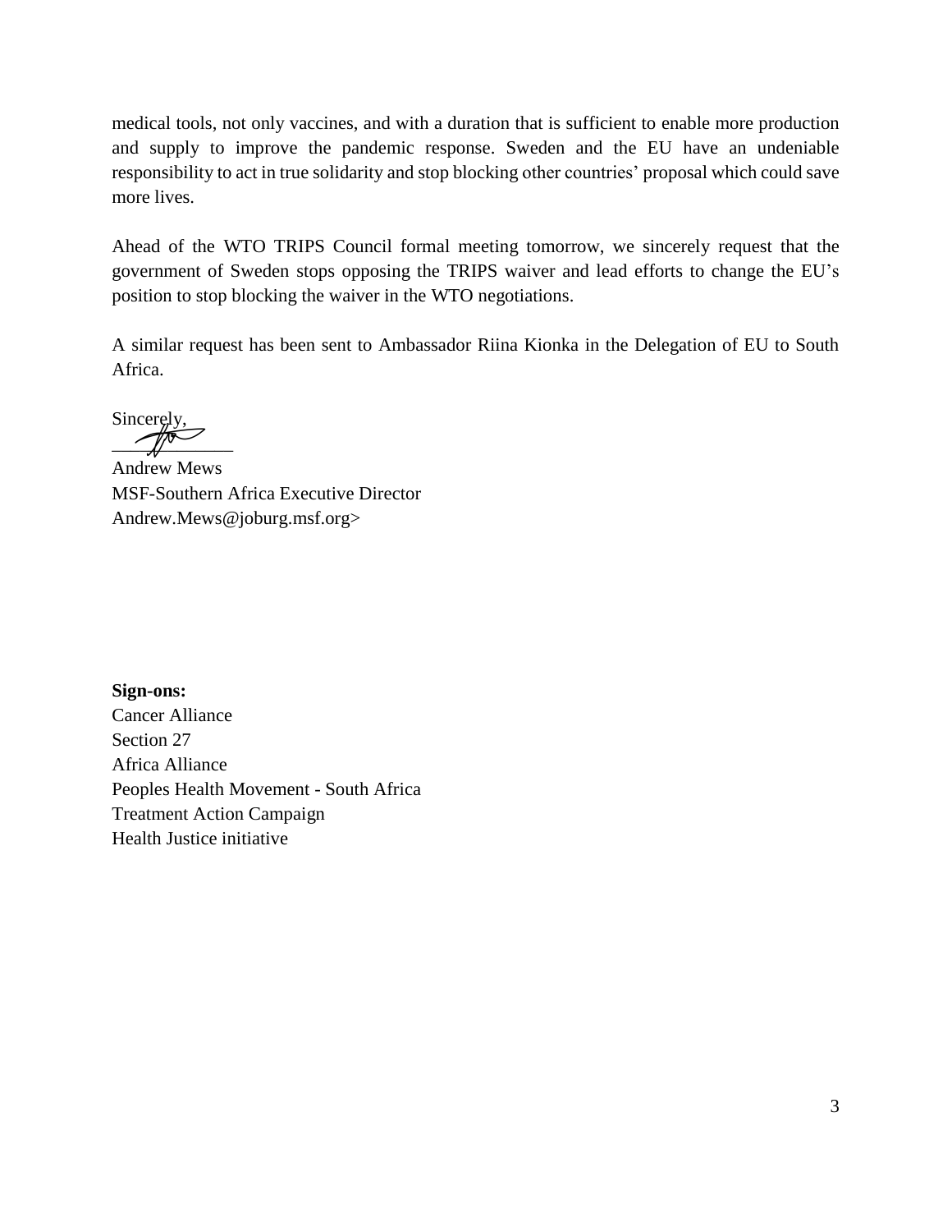medical tools, not only vaccines, and with a duration that is sufficient to enable more production and supply to improve the pandemic response. Sweden and the EU have an undeniable responsibility to act in true solidarity and stop blocking other countries' proposal which could save more lives.

Ahead of the WTO TRIPS Council formal meeting tomorrow, we sincerely request that the government of Sweden stops opposing the TRIPS waiver and lead efforts to change the EU's position to stop blocking the waiver in the WTO negotiations.

A similar request has been sent to Ambassador Riina Kionka in the Delegation of EU to South Africa.

Sincerely,

Andrew Mews  
MSF-Southern Africa Executive Director  
Andrew.Mews@joburg.msf.org>

**Sign-ons:**  
Cancer Alliance  
Section 27  
Africa Alliance  
Peoples Health Movement - South Africa  
Treatment Action Campaign  
Health Justice initiative